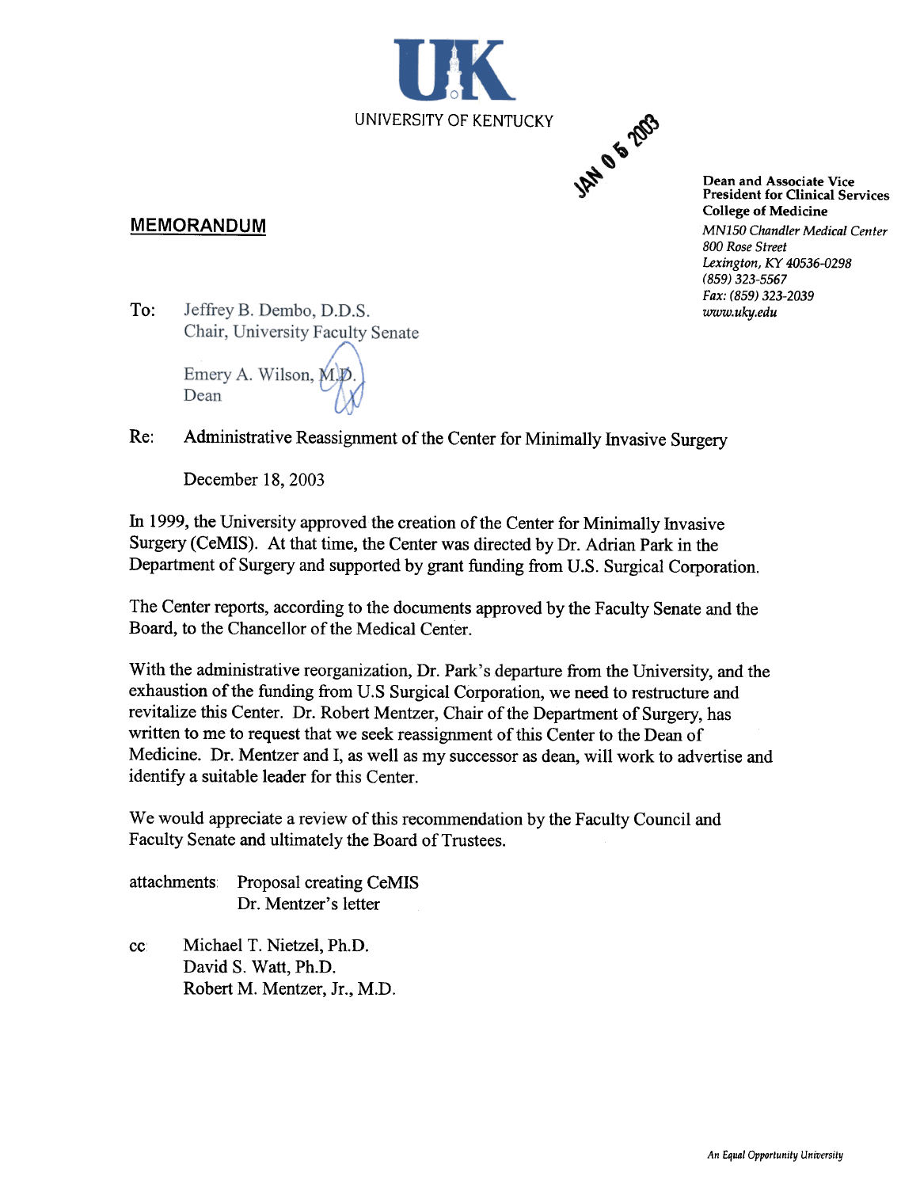UNIVERSITY OF KENTUCKY

JAN 05 2003

**Dean and Associate Vice President for Clinical Services**
**College of Medicine**
*MN150 Chandler Medical Center*
*800 Rose Street*
*Lexington, KY 40536-0298*
*(859) 323-5567*
*Fax: (859) 323-2039*
*www.uky.edu*

## MEMORANDUM

To: Jeffrey B. Dembo, D.D.S.
Chair, University Faculty Senate

Emery A. Wilson, M.D.
Dean

Re: Administrative Reassignment of the Center for Minimally Invasive Surgery

December 18, 2003

In 1999, the University approved the creation of the Center for Minimally Invasive Surgery (CeMIS). At that time, the Center was directed by Dr. Adrian Park in the Department of Surgery and supported by grant funding from U.S. Surgical Corporation.

The Center reports, according to the documents approved by the Faculty Senate and the Board, to the Chancellor of the Medical Center.

With the administrative reorganization, Dr. Park's departure from the University, and the exhaustion of the funding from U.S Surgical Corporation, we need to restructure and revitalize this Center. Dr. Robert Mentzer, Chair of the Department of Surgery, has written to me to request that we seek reassignment of this Center to the Dean of Medicine. Dr. Mentzer and I, as well as my successor as dean, will work to advertise and identify a suitable leader for this Center.

We would appreciate a review of this recommendation by the Faculty Council and Faculty Senate and ultimately the Board of Trustees.

attachments: Proposal creating CeMIS
Dr. Mentzer's letter

cc: Michael T. Nietzel, Ph.D.
David S. Watt, Ph.D.
Robert M. Mentzer, Jr., M.D.

*An Equal Opportunity University*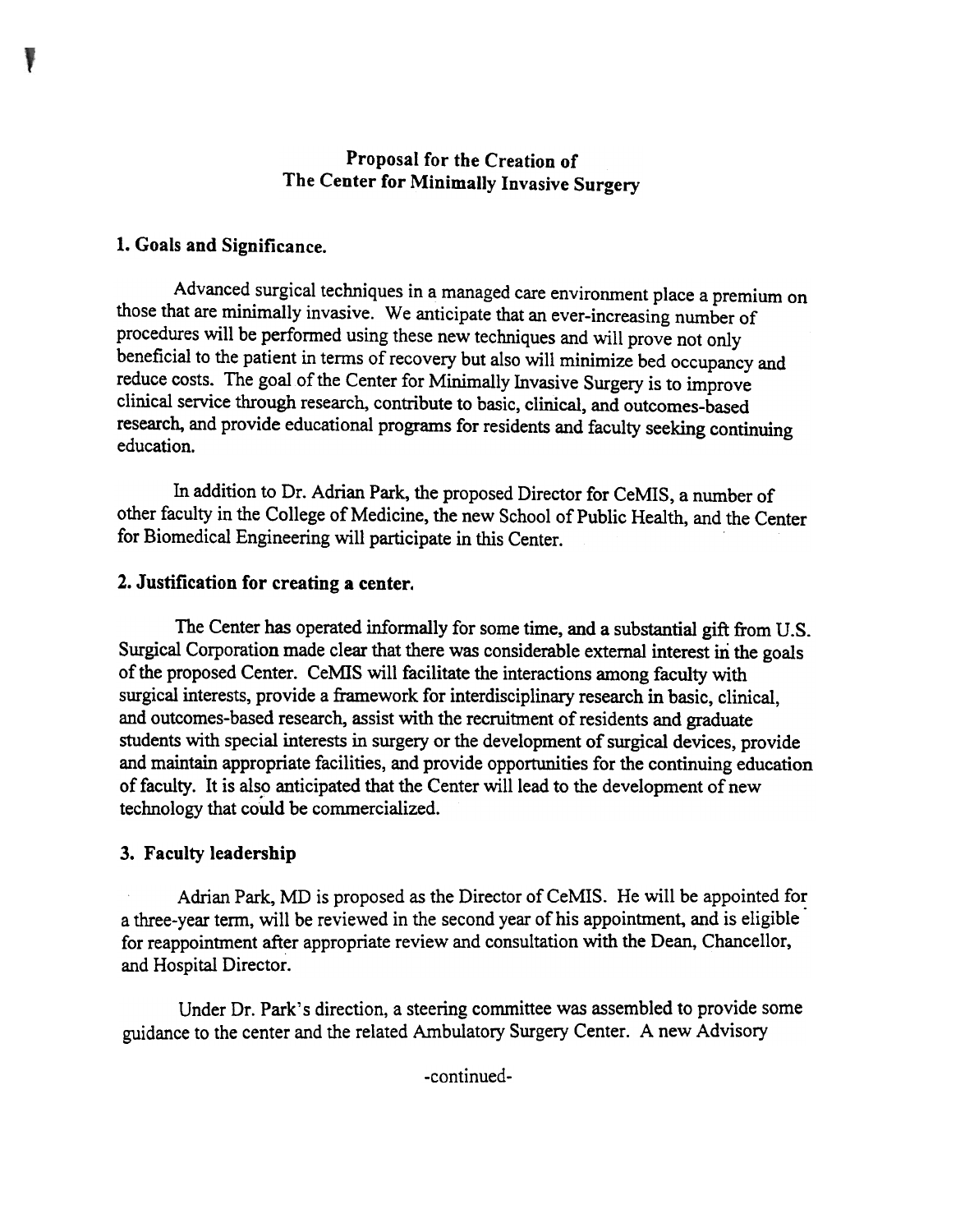# Proposal for the Creation of The Center for Minimally Invasive Surgery

## 1. Goals and Significance.

Advanced surgical techniques in a managed care environment place a premium on those that are minimally invasive. We anticipate that an ever-increasing number of procedures will be performed using these new techniques and will prove not only beneficial to the patient in terms of recovery but also will minimize bed occupancy and reduce costs. The goal of the Center for Minimally Invasive Surgery is to improve clinical service through research, contribute to basic, clinical, and outcomes-based research, and provide educational programs for residents and faculty seeking continuing education.

In addition to Dr. Adrian Park, the proposed Director for CeMIS, a number of other faculty in the College of Medicine, the new School of Public Health, and the Center for Biomedical Engineering will participate in this Center.

## 2. Justification for creating a center.

The Center has operated informally for some time, and a substantial gift from U.S. Surgical Corporation made clear that there was considerable external interest in the goals of the proposed Center. CeMIS will facilitate the interactions among faculty with surgical interests, provide a framework for interdisciplinary research in basic, clinical, and outcomes-based research, assist with the recruitment of residents and graduate students with special interests in surgery or the development of surgical devices, provide and maintain appropriate facilities, and provide opportunities for the continuing education of faculty. It is also anticipated that the Center will lead to the development of new technology that could be commercialized.

## 3. Faculty leadership

Adrian Park, MD is proposed as the Director of CeMIS. He will be appointed for a three-year term, will be reviewed in the second year of his appointment, and is eligible for reappointment after appropriate review and consultation with the Dean, Chancellor, and Hospital Director.

Under Dr. Park's direction, a steering committee was assembled to provide some guidance to the center and the related Ambulatory Surgery Center. A new Advisory

-continued-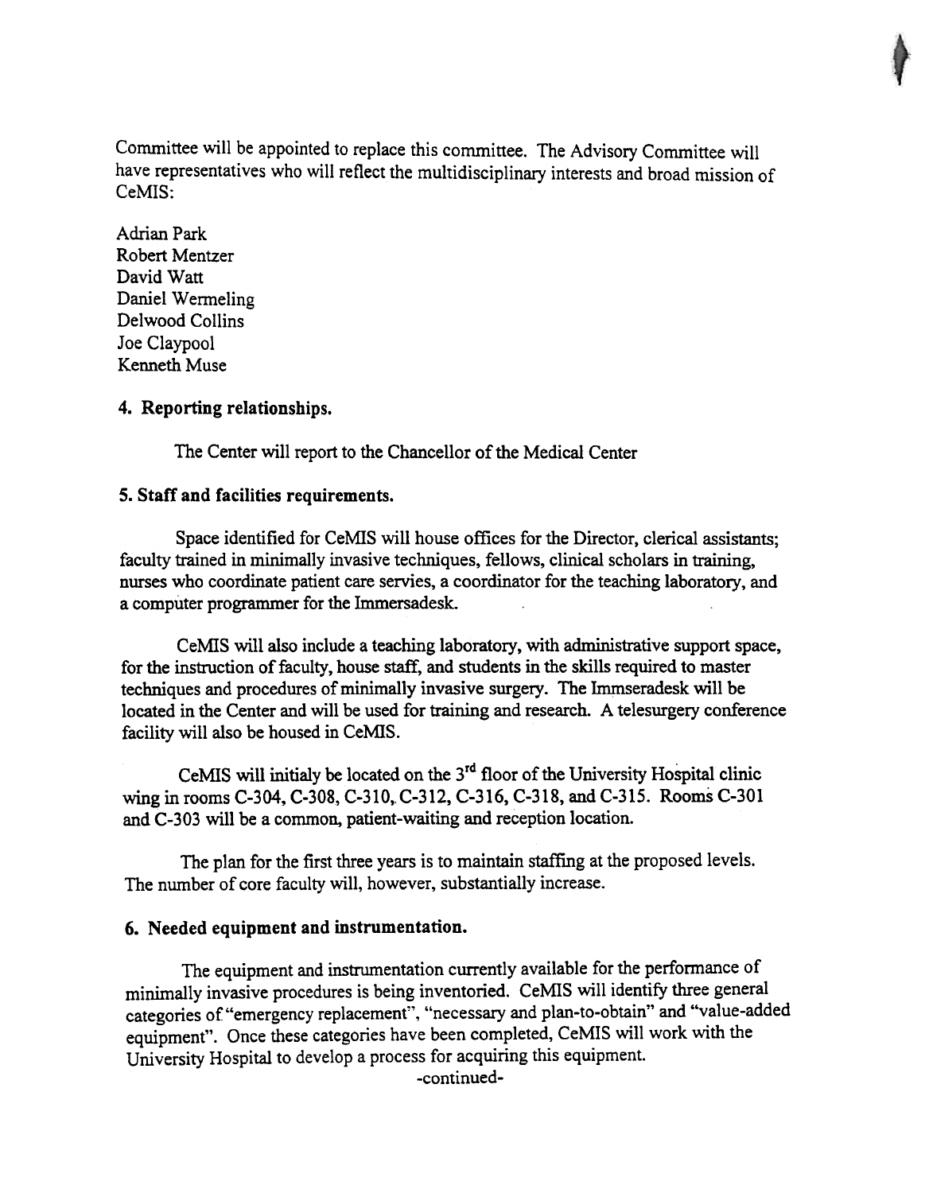Committee will be appointed to replace this committee. The Advisory Committee will have representatives who will reflect the multidisciplinary interests and broad mission of CeMIS:

Adrian Park
Robert Mentzer
David Watt
Daniel Wermeling
Delwood Collins
Joe Claypool
Kenneth Muse

**4. Reporting relationships.**

The Center will report to the Chancellor of the Medical Center

**5. Staff and facilities requirements.**

Space identified for CeMIS will house offices for the Director, clerical assistants; faculty trained in minimally invasive techniques, fellows, clinical scholars in training, nurses who coordinate patient care servies, a coordinator for the teaching laboratory, and a computer programmer for the Immersadesk.

CeMIS will also include a teaching laboratory, with administrative support space, for the instruction of faculty, house staff, and students in the skills required to master techniques and procedures of minimally invasive surgery. The Immseradesk will be located in the Center and will be used for training and research. A telesurgery conference facility will also be housed in CeMIS.

CeMIS will initialy be located on the 3rd floor of the University Hospital clinic wing in rooms C-304, C-308, C-310, C-312, C-316, C-318, and C-315. Rooms C-301 and C-303 will be a common, patient-waiting and reception location.

The plan for the first three years is to maintain staffing at the proposed levels. The number of core faculty will, however, substantially increase.

**6. Needed equipment and instrumentation.**

The equipment and instrumentation currently available for the performance of minimally invasive procedures is being inventoried. CeMIS will identify three general categories of "emergency replacement", "necessary and plan-to-obtain" and "value-added equipment". Once these categories have been completed, CeMIS will work with the University Hospital to develop a process for acquiring this equipment.

-continued-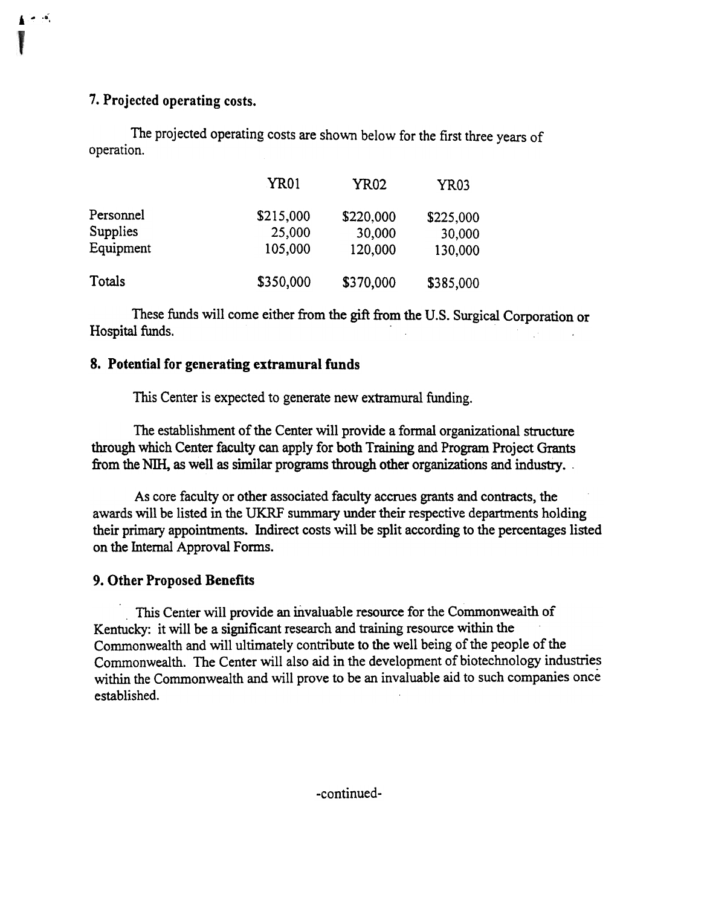### 7. Projected operating costs.

The projected operating costs are shown below for the first three years of operation.

| | YR01 | YR02 | YR03 |
|---|---|---|---|
| Personnel | $215,000 | $220,000 | $225,000 |
| Supplies | 25,000 | 30,000 | 30,000 |
| Equipment | 105,000 | 120,000 | 130,000 |
| Totals | $350,000 | $370,000 | $385,000 |

These funds will come either from the gift from the U.S. Surgical Corporation or Hospital funds.

### 8. Potential for generating extramural funds

This Center is expected to generate new extramural funding.

The establishment of the Center will provide a formal organizational structure through which Center faculty can apply for both Training and Program Project Grants from the NIH, as well as similar programs through other organizations and industry.

As core faculty or other associated faculty accrues grants and contracts, the awards will be listed in the UKRF summary under their respective departments holding their primary appointments. Indirect costs will be split according to the percentages listed on the Internal Approval Forms.

### 9. Other Proposed Benefits

This Center will provide an invaluable resource for the Commonwealth of Kentucky: it will be a significant research and training resource within the Commonwealth and will ultimately contribute to the well being of the people of the Commonwealth. The Center will also aid in the development of biotechnology industries within the Commonwealth and will prove to be an invaluable aid to such companies once established.

-continued-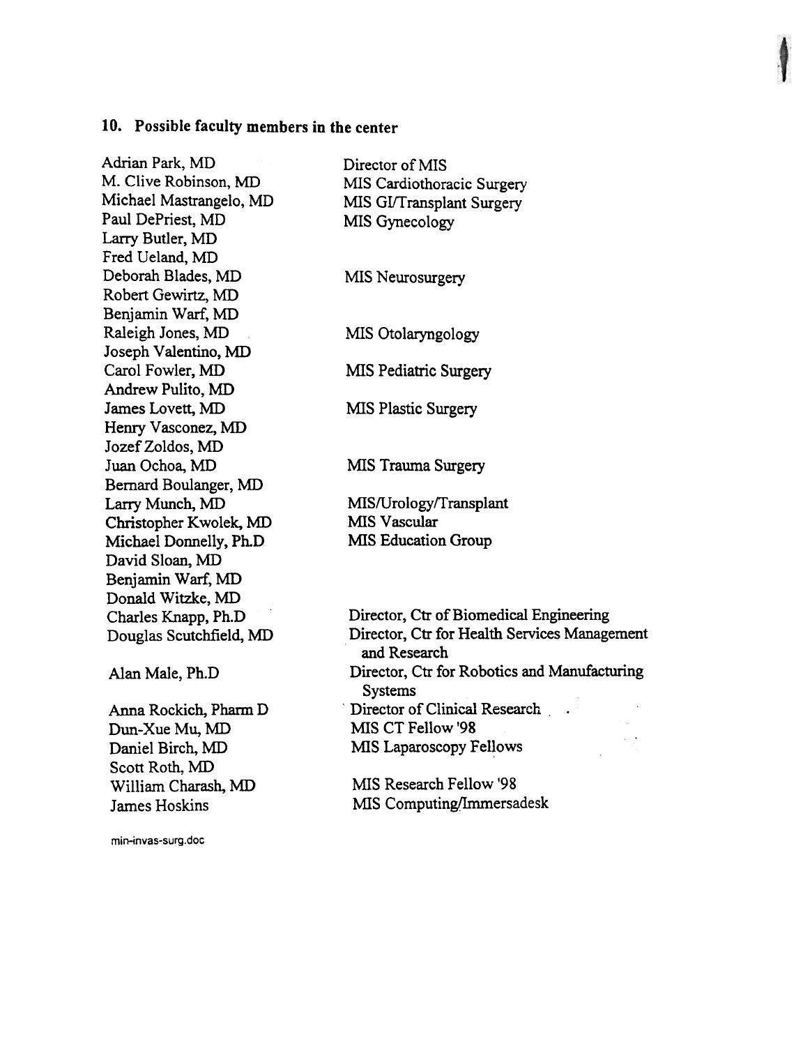## 10. Possible faculty members in the center

| | |
|---|---|
| Adrian Park, MD | Director of MIS |
| M. Clive Robinson, MD | MIS Cardiothoracic Surgery |
| Michael Mastrangelo, MD | MIS GI/Transplant Surgery |
| Paul DePriest, MD | MIS Gynecology |
| Larry Butler, MD | |
| Fred Ueland, MD | |
| Deborah Blades, MD | MIS Neurosurgery |
| Robert Gewirtz, MD | |
| Benjamin Warf, MD | |
| Raleigh Jones, MD | MIS Otolaryngology |
| Joseph Valentino, MD | |
| Carol Fowler, MD | MIS Pediatric Surgery |
| Andrew Pulito, MD | |
| James Lovett, MD | MIS Plastic Surgery |
| Henry Vasconez, MD | |
| Jozef Zoldos, MD | |
| Juan Ochoa, MD | MIS Trauma Surgery |
| Bernard Boulanger, MD | |
| Larry Munch, MD | MIS/Urology/Transplant |
| Christopher Kwolek, MD | MIS Vascular |
| Michael Donnelly, Ph.D | MIS Education Group |
| David Sloan, MD | |
| Benjamin Warf, MD | |
| Donald Witzke, MD | |
| Charles Knapp, Ph.D | Director, Ctr of Biomedical Engineering |
| Douglas Scutchfield, MD | Director, Ctr for Health Services Management and Research |
| Alan Male, Ph.D | Director, Ctr for Robotics and Manufacturing Systems |
| Anna Rockich, Pharm D | Director of Clinical Research |
| Dun-Xue Mu, MD | MIS CT Fellow '98 |
| Daniel Birch, MD | MIS Laparoscopy Fellows |
| Scott Roth, MD | |
| William Charash, MD | MIS Research Fellow '98 |
| James Hoskins | MIS Computing/Immersadesk |

min-invas-surg.doc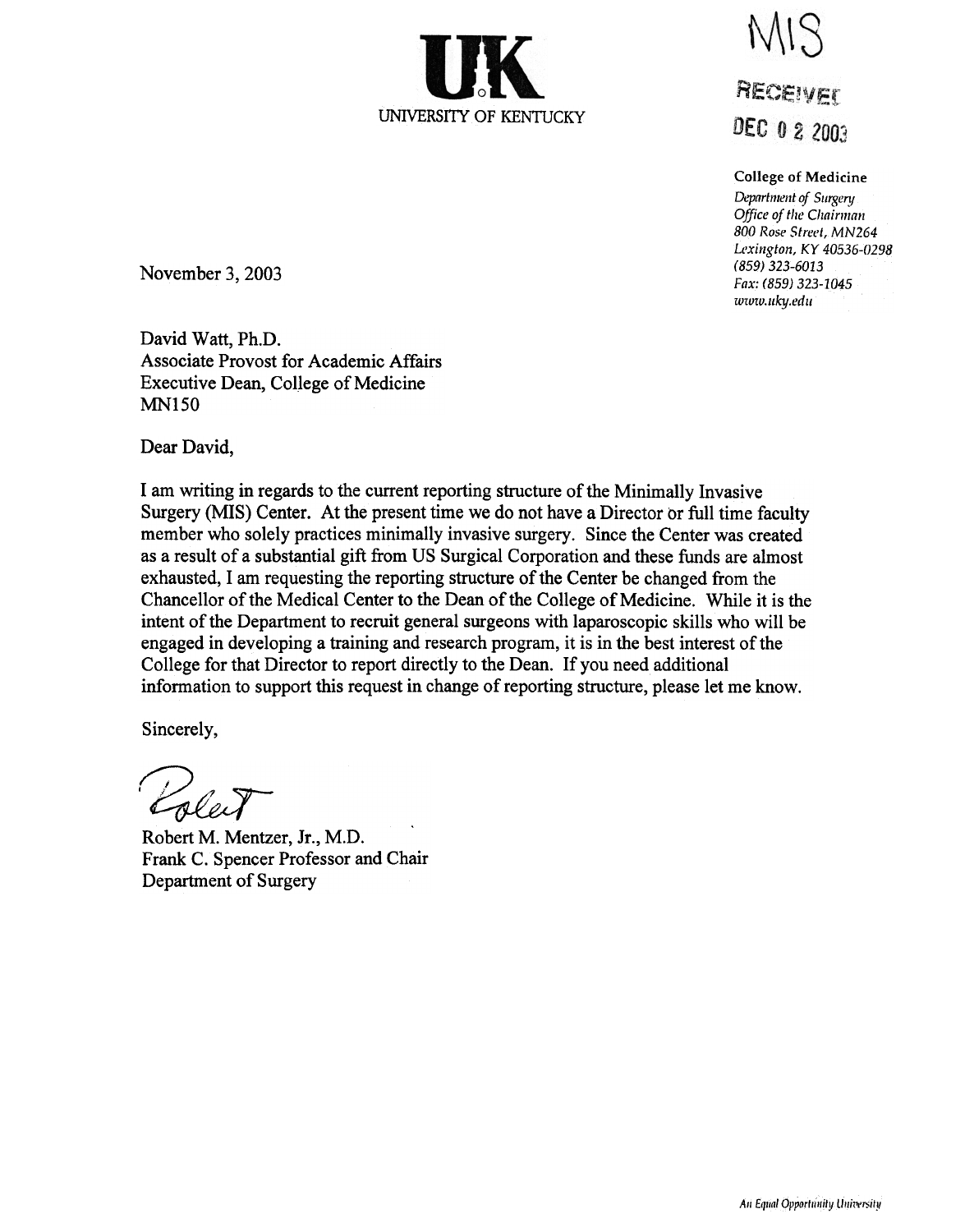**UK**
UNIVERSITY OF KENTUCKY

MIS

RECEIVED
DEC 0 2 2003

**College of Medicine**
*Department of Surgery*
*Office of the Chairman*
*800 Rose Street, MN264*
*Lexington, KY 40536-0298*
*(859) 323-6013*
*Fax: (859) 323-1045*
*www.uky.edu*

November 3, 2003

David Watt, Ph.D.
Associate Provost for Academic Affairs
Executive Dean, College of Medicine
MN150

Dear David,

I am writing in regards to the current reporting structure of the Minimally Invasive Surgery (MIS) Center. At the present time we do not have a Director or full time faculty member who solely practices minimally invasive surgery. Since the Center was created as a result of a substantial gift from US Surgical Corporation and these funds are almost exhausted, I am requesting the reporting structure of the Center be changed from the Chancellor of the Medical Center to the Dean of the College of Medicine. While it is the intent of the Department to recruit general surgeons with laparoscopic skills who will be engaged in developing a training and research program, it is in the best interest of the College for that Director to report directly to the Dean. If you need additional information to support this request in change of reporting structure, please let me know.

Sincerely,

Robert

Robert M. Mentzer, Jr., M.D.
Frank C. Spencer Professor and Chair
Department of Surgery

*An Equal Opportunity University*